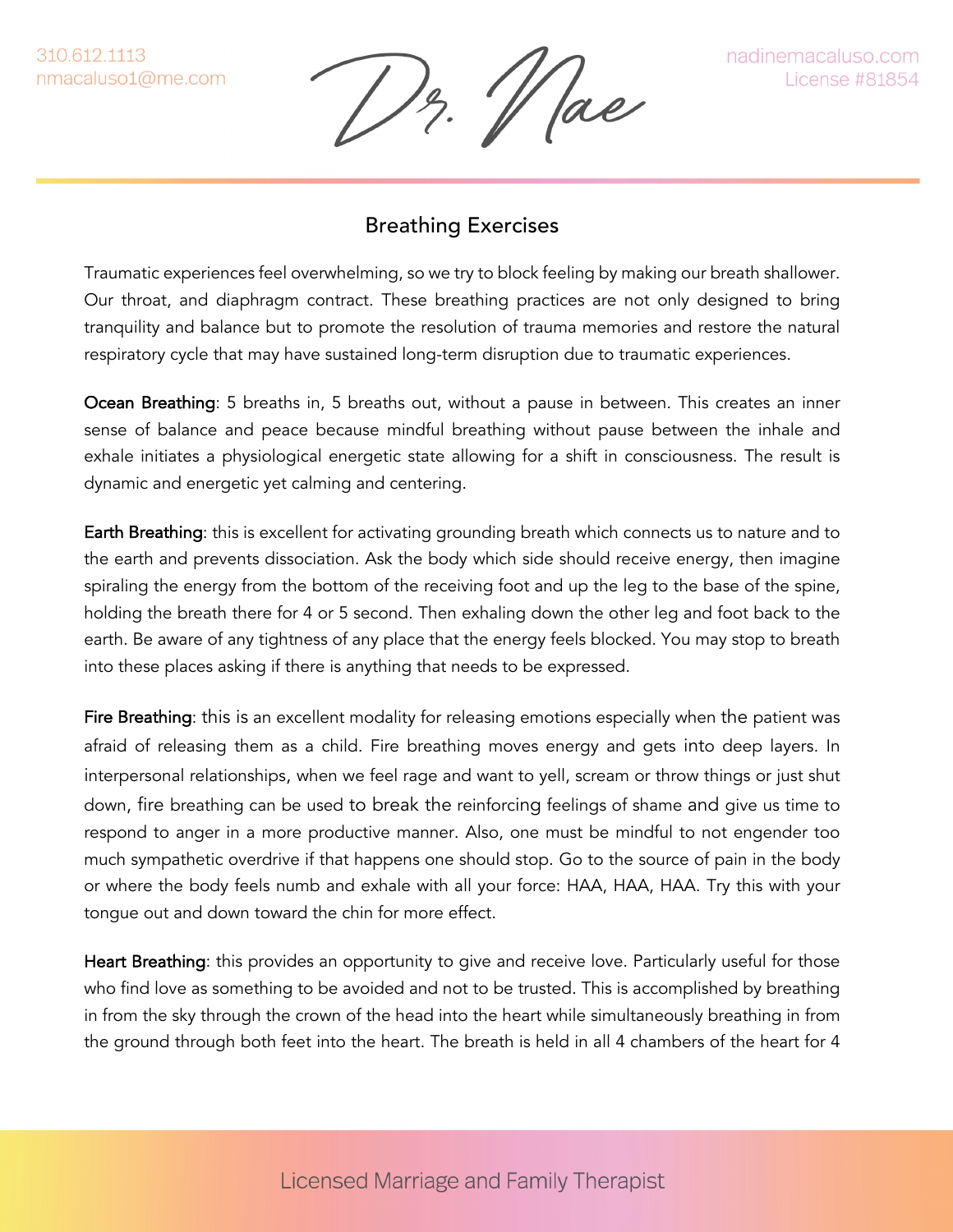310.612.1113
nmacaluso1@me.com

Dr. Nae

nadinemacaluso.com
License #81854

## Breathing Exercises

Traumatic experiences feel overwhelming, so we try to block feeling by making our breath shallower. Our throat, and diaphragm contract. These breathing practices are not only designed to bring tranquility and balance but to promote the resolution of trauma memories and restore the natural respiratory cycle that may have sustained long-term disruption due to traumatic experiences.

**Ocean Breathing**: 5 breaths in, 5 breaths out, without a pause in between. This creates an inner sense of balance and peace because mindful breathing without pause between the inhale and exhale initiates a physiological energetic state allowing for a shift in consciousness. The result is dynamic and energetic yet calming and centering.

**Earth Breathing**: this is excellent for activating grounding breath which connects us to nature and to the earth and prevents dissociation. Ask the body which side should receive energy, then imagine spiraling the energy from the bottom of the receiving foot and up the leg to the base of the spine, holding the breath there for 4 or 5 second. Then exhaling down the other leg and foot back to the earth. Be aware of any tightness of any place that the energy feels blocked. You may stop to breath into these places asking if there is anything that needs to be expressed.

**Fire Breathing**: this is an excellent modality for releasing emotions especially when the patient was afraid of releasing them as a child. Fire breathing moves energy and gets into deep layers. In interpersonal relationships, when we feel rage and want to yell, scream or throw things or just shut down, fire breathing can be used to break the reinforcing feelings of shame and give us time to respond to anger in a more productive manner. Also, one must be mindful to not engender too much sympathetic overdrive if that happens one should stop. Go to the source of pain in the body or where the body feels numb and exhale with all your force: HAA, HAA, HAA. Try this with your tongue out and down toward the chin for more effect.

**Heart Breathing**: this provides an opportunity to give and receive love. Particularly useful for those who find love as something to be avoided and not to be trusted. This is accomplished by breathing in from the sky through the crown of the head into the heart while simultaneously breathing in from the ground through both feet into the heart. The breath is held in all 4 chambers of the heart for 4

Licensed Marriage and Family Therapist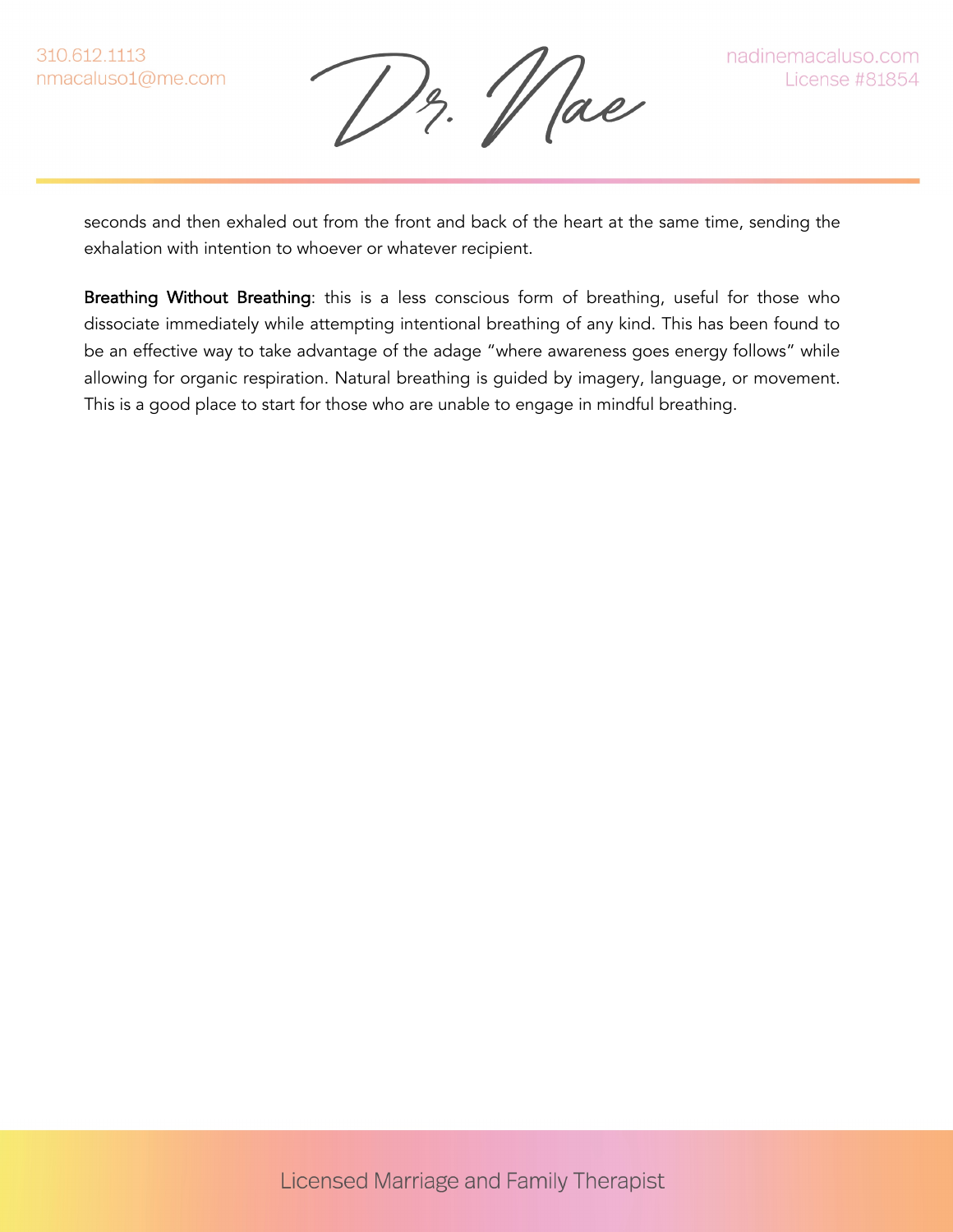seconds and then exhaled out from the front and back of the heart at the same time, sending the exhalation with intention to whoever or whatever recipient.

**Breathing Without Breathing**: this is a less conscious form of breathing, useful for those who dissociate immediately while attempting intentional breathing of any kind. This has been found to be an effective way to take advantage of the adage "where awareness goes energy follows" while allowing for organic respiration. Natural breathing is guided by imagery, language, or movement. This is a good place to start for those who are unable to engage in mindful breathing.